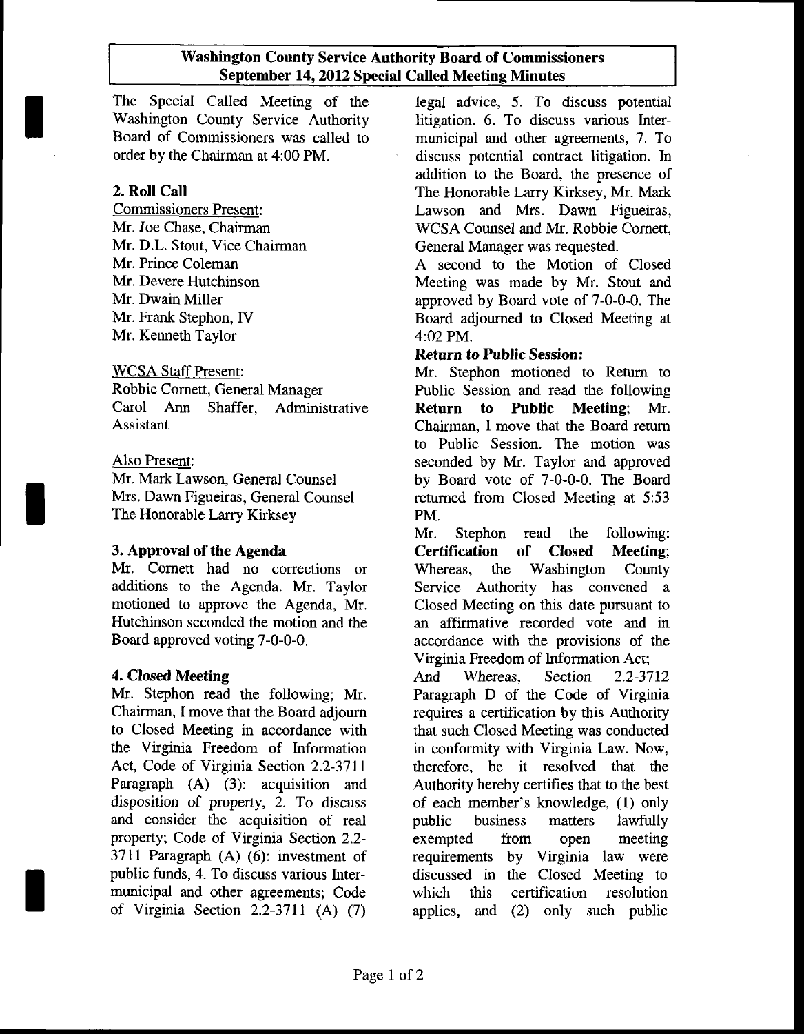# Washington County Service Authority Board of Commissioners
## September 14, 2012 Special Called Meeting Minutes

The Special Called Meeting of the Washington County Service Authority Board of Commissioners was called to order by the Chairman at 4:00 PM.

### 2. Roll Call

Commissioners Present:
Mr. Joe Chase, Chairman
Mr. D.L. Stout, Vice Chairman
Mr. Prince Coleman
Mr. Devere Hutchinson
Mr. Dwain Miller
Mr. Frank Stephon, IV
Mr. Kenneth Taylor

WCSA Staff Present:
Robbie Cornett, General Manager
Carol Ann Shaffer, Administrative Assistant

Also Present:
Mr. Mark Lawson, General Counsel
Mrs. Dawn Figueiras, General Counsel
The Honorable Larry Kirksey

### 3. Approval of the Agenda

Mr. Cornett had no corrections or additions to the Agenda. Mr. Taylor motioned to approve the Agenda, Mr. Hutchinson seconded the motion and the Board approved voting 7-0-0-0.

### 4. Closed Meeting

Mr. Stephon read the following; Mr. Chairman, I move that the Board adjourn to Closed Meeting in accordance with the Virginia Freedom of Information Act, Code of Virginia Section 2.2-3711 Paragraph (A) (3): acquisition and disposition of property, 2. To discuss and consider the acquisition of real property; Code of Virginia Section 2.2-3711 Paragraph (A) (6): investment of public funds, 4. To discuss various Inter-municipal and other agreements; Code of Virginia Section 2.2-3711 (A) (7) legal advice, 5. To discuss potential litigation. 6. To discuss various Inter-municipal and other agreements, 7. To discuss potential contract litigation. In addition to the Board, the presence of The Honorable Larry Kirksey, Mr. Mark Lawson and Mrs. Dawn Figueiras, WCSA Counsel and Mr. Robbie Cornett, General Manager was requested.

A second to the Motion of Closed Meeting was made by Mr. Stout and approved by Board vote of 7-0-0-0. The Board adjourned to Closed Meeting at 4:02 PM.

**Return to Public Session:**

Mr. Stephon motioned to Return to Public Session and read the following **Return to Public Meeting**; Mr. Chairman, I move that the Board return to Public Session. The motion was seconded by Mr. Taylor and approved by Board vote of 7-0-0-0. The Board returned from Closed Meeting at 5:53 PM.

Mr. Stephon read the following: **Certification of Closed Meeting**; Whereas, the Washington County Service Authority has convened a Closed Meeting on this date pursuant to an affirmative recorded vote and in accordance with the provisions of the Virginia Freedom of Information Act;

And Whereas, Section 2.2-3712 Paragraph D of the Code of Virginia requires a certification by this Authority that such Closed Meeting was conducted in conformity with Virginia Law. Now, therefore, be it resolved that the Authority hereby certifies that to the best of each member's knowledge, (1) only public business matters lawfully exempted from open meeting requirements by Virginia law were discussed in the Closed Meeting to which this certification resolution applies, and (2) only such public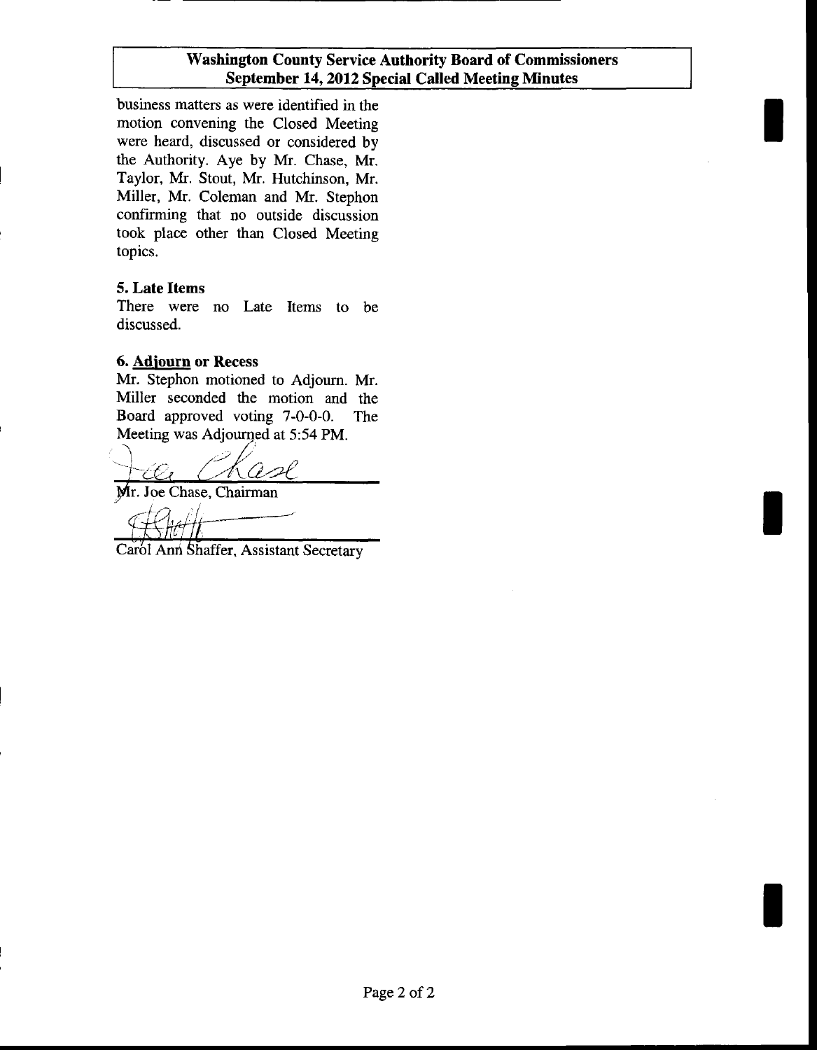business matters as were identified in the motion convening the Closed Meeting were heard, discussed or considered by the Authority. Aye by Mr. Chase, Mr. Taylor, Mr. Stout, Mr. Hutchinson, Mr. Miller, Mr. Coleman and Mr. Stephon confirming that no outside discussion took place other than Closed Meeting topics.

**5. Late Items**

There were no Late Items to be discussed.

**6. Adjourn or Recess**

Mr. Stephon motioned to Adjourn. Mr. Miller seconded the motion and the Board approved voting 7-0-0-0. The Meeting was Adjourned at 5:54 PM.

Mr. Joe Chase, Chairman

Carol Ann Shaffer, Assistant Secretary